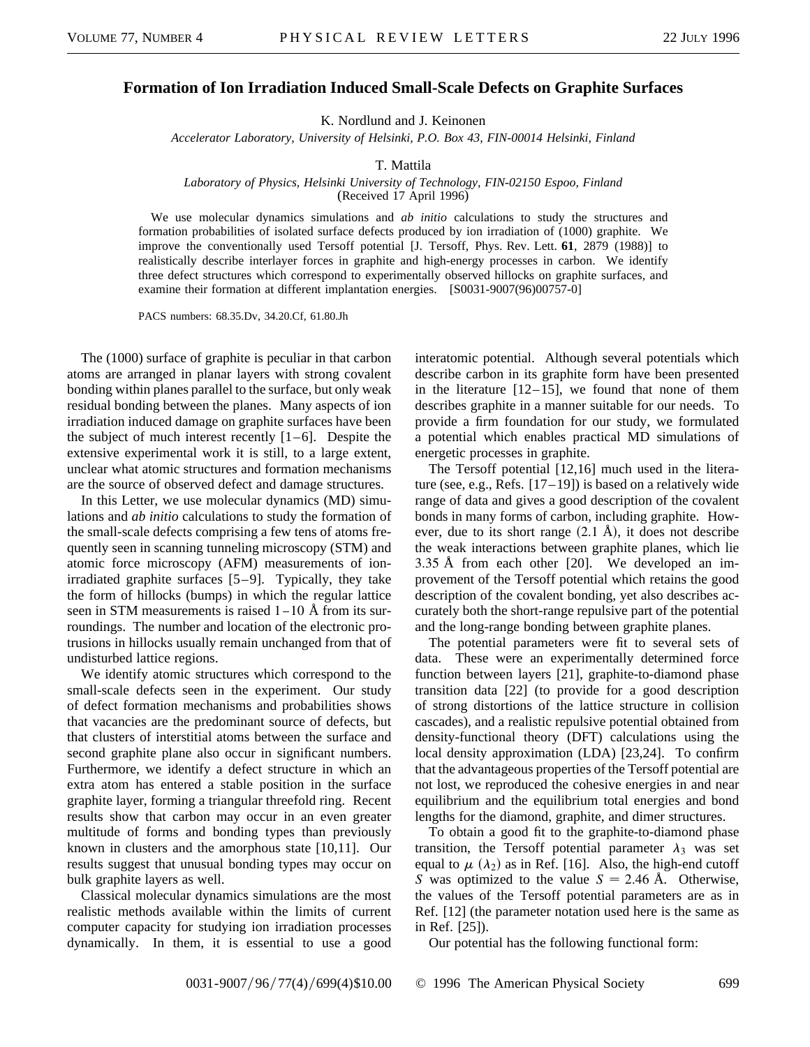# Formation of Ion Irradiation Induced Small-Scale Defects on Graphite Surfaces

K. Nordlund and J. Keinonen

*Accelerator Laboratory, University of Helsinki, P.O. Box 43, FIN-00014 Helsinki, Finland*

T. Mattila

*Laboratory of Physics, Helsinki University of Technology, FIN-02150 Espoo, Finland*

(Received 17 April 1996)

We use molecular dynamics simulations and *ab initio* calculations to study the structures and formation probabilities of isolated surface defects produced by ion irradiation of (1000) graphite. We improve the conventionally used Tersoff potential [J. Tersoff, Phys. Rev. Lett. **61**, 2879 (1988)] to realistically describe interlayer forces in graphite and high-energy processes in carbon. We identify three defect structures which correspond to experimentally observed hillocks on graphite surfaces, and examine their formation at different implantation energies. [S0031-9007(96)00757-0]

PACS numbers: 68.35.Dv, 34.20.Cf, 61.80.Jh

The (1000) surface of graphite is peculiar in that carbon atoms are arranged in planar layers with strong covalent bonding within planes parallel to the surface, but only weak residual bonding between the planes. Many aspects of ion irradiation induced damage on graphite surfaces have been the subject of much interest recently [1–6]. Despite the extensive experimental work it is still, to a large extent, unclear what atomic structures and formation mechanisms are the source of observed defect and damage structures.

In this Letter, we use molecular dynamics (MD) simulations and *ab initio* calculations to study the formation of the small-scale defects comprising a few tens of atoms frequently seen in scanning tunneling microscopy (STM) and atomic force microscopy (AFM) measurements of ion-irradiated graphite surfaces [5–9]. Typically, they take the form of hillocks (bumps) in which the regular lattice seen in STM measurements is raised 1–10 Å from its surroundings. The number and location of the electronic protrusions in hillocks usually remain unchanged from that of undisturbed lattice regions.

We identify atomic structures which correspond to the small-scale defects seen in the experiment. Our study of defect formation mechanisms and probabilities shows that vacancies are the predominant source of defects, but that clusters of interstitial atoms between the surface and second graphite plane also occur in significant numbers. Furthermore, we identify a defect structure in which an extra atom has entered a stable position in the surface graphite layer, forming a triangular threefold ring. Recent results show that carbon may occur in an even greater multitude of forms and bonding types than previously known in clusters and the amorphous state [10,11]. Our results suggest that unusual bonding types may occur on bulk graphite layers as well.

Classical molecular dynamics simulations are the most realistic methods available within the limits of current computer capacity for studying ion irradiation processes dynamically. In them, it is essential to use a good interatomic potential. Although several potentials which describe carbon in its graphite form have been presented in the literature [12–15], we found that none of them describes graphite in a manner suitable for our needs. To provide a firm foundation for our study, we formulated a potential which enables practical MD simulations of energetic processes in graphite.

The Tersoff potential [12,16] much used in the literature (see, e.g., Refs. [17–19]) is based on a relatively wide range of data and gives a good description of the covalent bonds in many forms of carbon, including graphite. However, due to its short range (2.1 Å), it does not describe the weak interactions between graphite planes, which lie 3.35 Å from each other [20]. We developed an improvement of the Tersoff potential which retains the good description of the covalent bonding, yet also describes accurately both the short-range repulsive part of the potential and the long-range bonding between graphite planes.

The potential parameters were fit to several sets of data. These were an experimentally determined force function between layers [21], graphite-to-diamond phase transition data [22] (to provide for a good description of strong distortions of the lattice structure in collision cascades), and a realistic repulsive potential obtained from density-functional theory (DFT) calculations using the local density approximation (LDA) [23,24]. To confirm that the advantageous properties of the Tersoff potential are not lost, we reproduced the cohesive energies in and near equilibrium and the equilibrium total energies and bond lengths for the diamond, graphite, and dimer structures.

To obtain a good fit to the graphite-to-diamond phase transition, the Tersoff potential parameter $\lambda_3$ was set equal to $\mu$ ($\lambda_2$) as in Ref. [16]. Also, the high-end cutoff $S$ was optimized to the value $S = 2.46$ Å. Otherwise, the values of the Tersoff potential parameters are as in Ref. [12] (the parameter notation used here is the same as in Ref. [25]).

Our potential has the following functional form: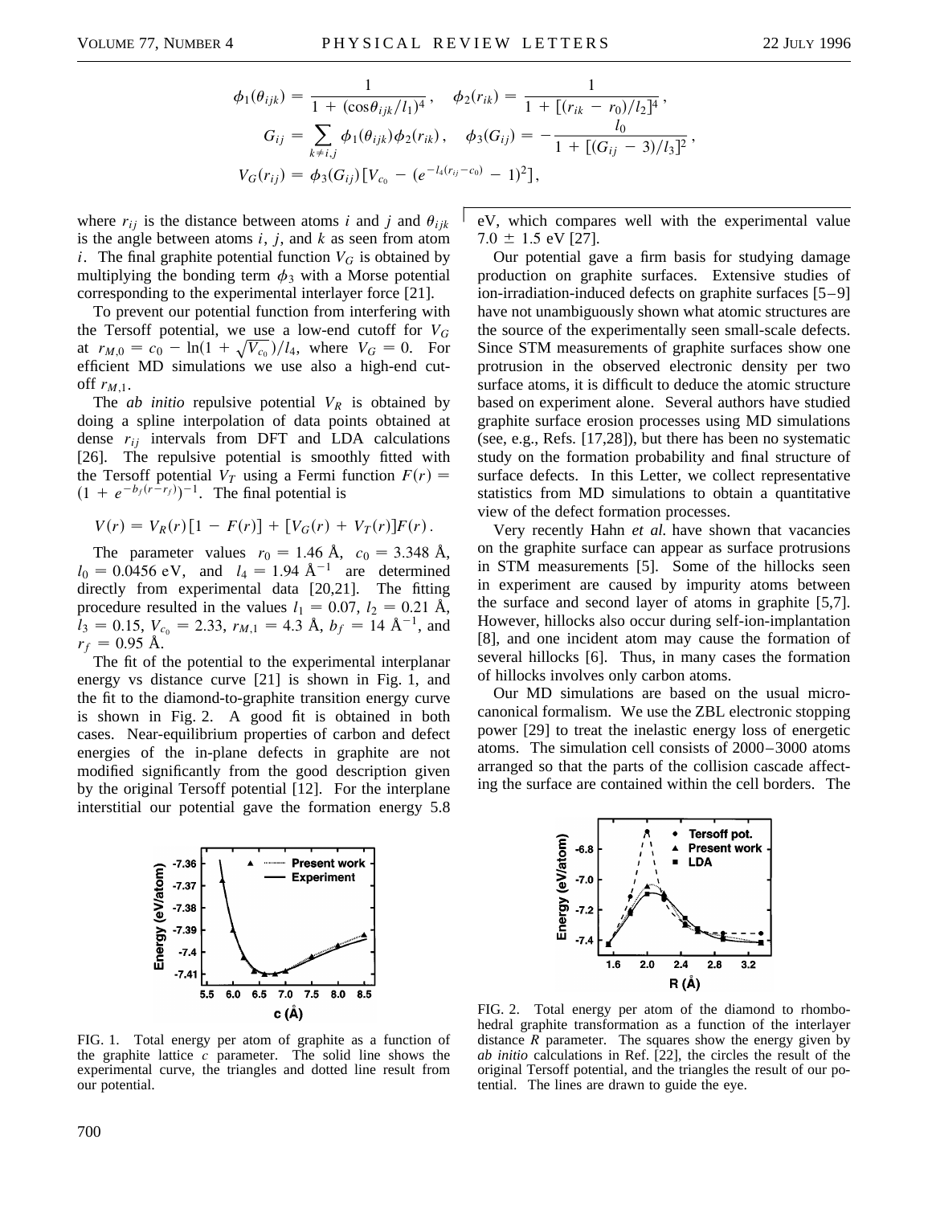$$\phi_1(\theta_{ijk}) = \frac{1}{1 + (\cos\theta_{ijk}/l_1)^4}, \quad \phi_2(r_{ik}) = \frac{1}{1 + [(r_{ik} - r_0)/l_2]^4},$$

$$G_{ij} = \sum_{k \neq i,j} \phi_1(\theta_{ijk})\phi_2(r_{ik}), \quad \phi_3(G_{ij}) = -\frac{l_0}{1 + [(G_{ij} - 3)/l_3]^2},$$

$$V_G(r_{ij}) = \phi_3(G_{ij})[V_{c_0} - (e^{-l_4(r_{ij}-c_0)} - 1)^2],$$

where $r_{ij}$ is the distance between atoms $i$ and $j$ and $\theta_{ijk}$ is the angle between atoms $i$, $j$, and $k$ as seen from atom $i$. The final graphite potential function $V_G$ is obtained by multiplying the bonding term $\phi_3$ with a Morse potential corresponding to the experimental interlayer force [21].

To prevent our potential function from interfering with the Tersoff potential, we use a low-end cutoff for $V_G$ at $r_{M,0} = c_0 - \ln(1 + \sqrt{V_{c_0}})/l_4$, where $V_G = 0$. For efficient MD simulations we use also a high-end cutoff $r_{M,1}$.

The *ab initio* repulsive potential $V_R$ is obtained by doing a spline interpolation of data points obtained at dense $r_{ij}$ intervals from DFT and LDA calculations [26]. The repulsive potential is smoothly fitted with the Tersoff potential $V_T$ using a Fermi function $F(r) = (1 + e^{-b_f(r-r_f)})^{-1}$. The final potential is

$$V(r) = V_R(r)[1 - F(r)] + [V_G(r) + V_T(r)]F(r).$$

The parameter values $r_0 = 1.46$ Å, $c_0 = 3.348$ Å, $l_0 = 0.0456$ eV, and $l_4 = 1.94$ Å$^{-1}$ are determined directly from experimental data [20,21]. The fitting procedure resulted in the values $l_1 = 0.07$, $l_2 = 0.21$ Å, $l_3 = 0.15$, $V_{c_0} = 2.33$, $r_{M,1} = 4.3$ Å, $b_f = 14$ Å$^{-1}$, and $r_f = 0.95$ Å.

The fit of the potential to the experimental interplanar energy vs distance curve [21] is shown in Fig. 1, and the fit to the diamond-to-graphite transition energy curve is shown in Fig. 2. A good fit is obtained in both cases. Near-equilibrium properties of carbon and defect energies of the in-plane defects in graphite are not modified significantly from the good description given by the original Tersoff potential [12]. For the interplane interstitial our potential gave the formation energy 5.8 eV, which compares well with the experimental value $7.0 \pm 1.5$ eV [27].

FIG. 1. Total energy per atom of graphite as a function of the graphite lattice $c$ parameter. The solid line shows the experimental curve, the triangles and dotted line result from our potential.

Our potential gave a firm basis for studying damage production on graphite surfaces. Extensive studies of ion-irradiation-induced defects on graphite surfaces [5–9] have not unambiguously shown what atomic structures are the source of the experimentally seen small-scale defects. Since STM measurements of graphite surfaces show one protrusion in the observed electronic density per two surface atoms, it is difficult to deduce the atomic structure based on experiment alone. Several authors have studied graphite surface erosion processes using MD simulations (see, e.g., Refs. [17,28]), but there has been no systematic study on the formation probability and final structure of surface defects. In this Letter, we collect representative statistics from MD simulations to obtain a quantitative view of the defect formation processes.

Very recently Hahn *et al.* have shown that vacancies on the graphite surface can appear as surface protrusions in STM measurements [5]. Some of the hillocks seen in experiment are caused by impurity atoms between the surface and second layer of atoms in graphite [5,7]. However, hillocks also occur during self-ion-implantation [8], and one incident atom may cause the formation of several hillocks [6]. Thus, in many cases the formation of hillocks involves only carbon atoms.

Our MD simulations are based on the usual microcanonical formalism. We use the ZBL electronic stopping power [29] to treat the inelastic energy loss of energetic atoms. The simulation cell consists of 2000–3000 atoms arranged so that the parts of the collision cascade affecting the surface are contained within the cell borders. The

FIG. 2. Total energy per atom of the diamond to rhombohedral graphite transformation as a function of the interlayer distance $R$ parameter. The squares show the energy given by *ab initio* calculations in Ref. [22], the circles the result of the original Tersoff potential, and the triangles the result of our potential. The lines are drawn to guide the eye.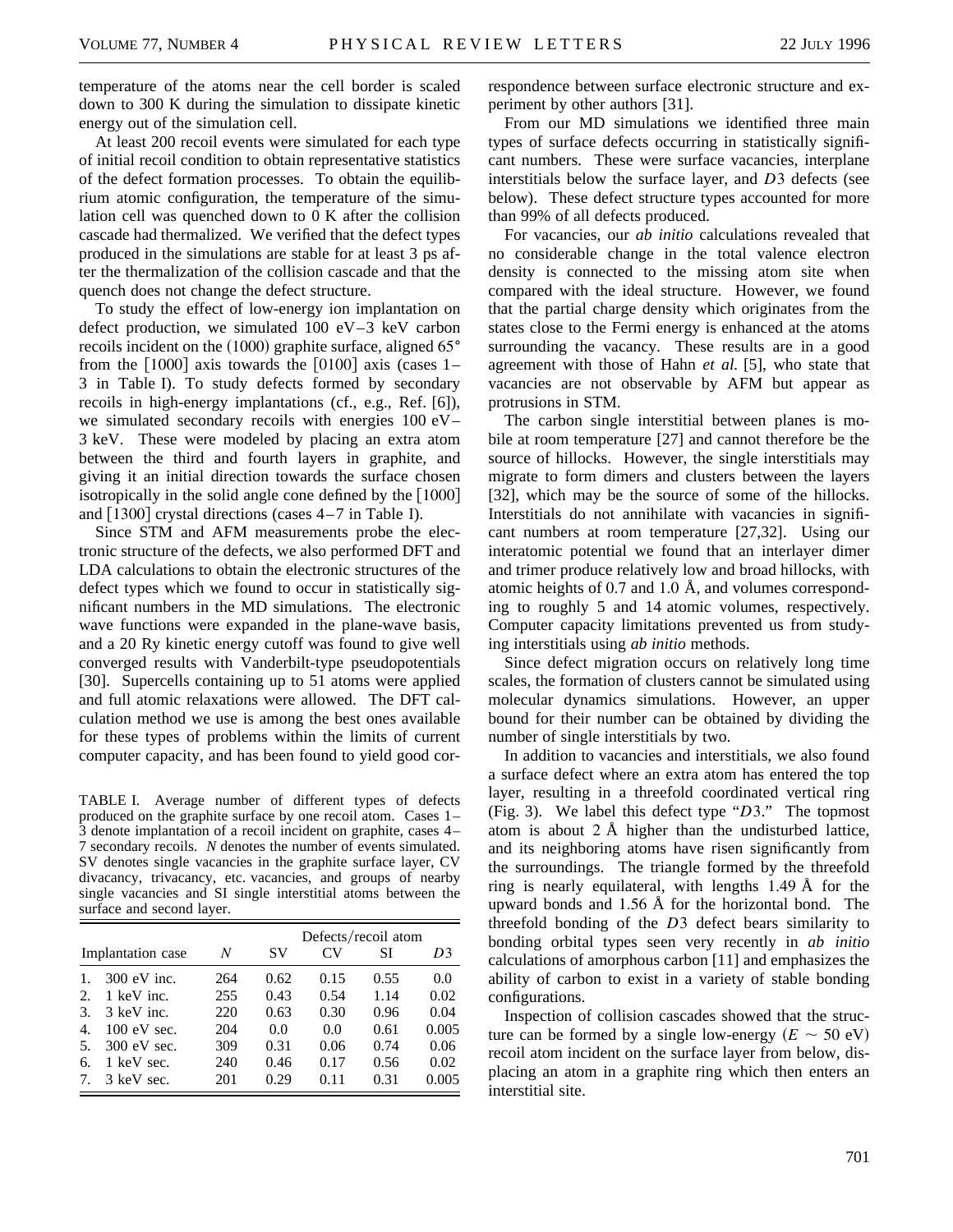temperature of the atoms near the cell border is scaled down to 300 K during the simulation to dissipate kinetic energy out of the simulation cell.

At least 200 recoil events were simulated for each type of initial recoil condition to obtain representative statistics of the defect formation processes. To obtain the equilibrium atomic configuration, the temperature of the simulation cell was quenched down to 0 K after the collision cascade had thermalized. We verified that the defect types produced in the simulations are stable for at least 3 ps after the thermalization of the collision cascade and that the quench does not change the defect structure.

To study the effect of low-energy ion implantation on defect production, we simulated 100 eV–3 keV carbon recoils incident on the (1000) graphite surface, aligned 65° from the [1000] axis towards the [0100] axis (cases 1–3 in Table I). To study defects formed by secondary recoils in high-energy implantations (cf., e.g., Ref. [6]), we simulated secondary recoils with energies 100 eV–3 keV. These were modeled by placing an extra atom between the third and fourth layers in graphite, and giving it an initial direction towards the surface chosen isotropically in the solid angle cone defined by the [1000] and [1300] crystal directions (cases 4–7 in Table I).

Since STM and AFM measurements probe the electronic structure of the defects, we also performed DFT and LDA calculations to obtain the electronic structures of the defect types which we found to occur in statistically significant numbers in the MD simulations. The electronic wave functions were expanded in the plane-wave basis, and a 20 Ry kinetic energy cutoff was found to give well converged results with Vanderbilt-type pseudopotentials [30]. Supercells containing up to 51 atoms were applied and full atomic relaxations were allowed. The DFT calculation method we use is among the best ones available for these types of problems within the limits of current computer capacity, and has been found to yield good correspondence between surface electronic structure and experiment by other authors [31].

TABLE I. Average number of different types of defects produced on the graphite surface by one recoil atom. Cases 1–3 denote implantation of a recoil incident on graphite, cases 4–7 secondary recoils. $N$ denotes the number of events simulated. SV denotes single vacancies in the graphite surface layer, CV divacancy, trivacancy, etc. vacancies, and groups of nearby single vacancies and SI single interstitial atoms between the surface and second layer.

| Implantation case | $N$ | SV | CV | SI | $D3$ |
|---|---|---|---|---|---|
| | | Defects/recoil atom | | | |
| 1. 300 eV inc. | 264 | 0.62 | 0.15 | 0.55 | 0.0 |
| 2. 1 keV inc. | 255 | 0.43 | 0.54 | 1.14 | 0.02 |
| 3. 3 keV inc. | 220 | 0.63 | 0.30 | 0.96 | 0.04 |
| 4. 100 eV sec. | 204 | 0.0 | 0.0 | 0.61 | 0.005 |
| 5. 300 eV sec. | 309 | 0.31 | 0.06 | 0.74 | 0.06 |
| 6. 1 keV sec. | 240 | 0.46 | 0.17 | 0.56 | 0.02 |
| 7. 3 keV sec. | 201 | 0.29 | 0.11 | 0.31 | 0.005 |

From our MD simulations we identified three main types of surface defects occurring in statistically significant numbers. These were surface vacancies, interplane interstitials below the surface layer, and $D3$ defects (see below). These defect structure types accounted for more than 99% of all defects produced.

For vacancies, our *ab initio* calculations revealed that no considerable change in the total valence electron density is connected to the missing atom site when compared with the ideal structure. However, we found that the partial charge density which originates from the states close to the Fermi energy is enhanced at the atoms surrounding the vacancy. These results are in a good agreement with those of Hahn *et al.* [5], who state that vacancies are not observable by AFM but appear as protrusions in STM.

The carbon single interstitial between planes is mobile at room temperature [27] and cannot therefore be the source of hillocks. However, the single interstitials may migrate to form dimers and clusters between the layers [32], which may be the source of some of the hillocks. Interstitials do not annihilate with vacancies in significant numbers at room temperature [27,32]. Using our interatomic potential we found that an interlayer dimer and trimer produce relatively low and broad hillocks, with atomic heights of 0.7 and 1.0 Å, and volumes corresponding to roughly 5 and 14 atomic volumes, respectively. Computer capacity limitations prevented us from studying interstitials using *ab initio* methods.

Since defect migration occurs on relatively long time scales, the formation of clusters cannot be simulated using molecular dynamics simulations. However, an upper bound for their number can be obtained by dividing the number of single interstitials by two.

In addition to vacancies and interstitials, we also found a surface defect where an extra atom has entered the top layer, resulting in a threefold coordinated vertical ring (Fig. 3). We label this defect type "$D3$." The topmost atom is about 2 Å higher than the undisturbed lattice, and its neighboring atoms have risen significantly from the surroundings. The triangle formed by the threefold ring is nearly equilateral, with lengths 1.49 Å for the upward bonds and 1.56 Å for the horizontal bond. The threefold bonding of the $D3$ defect bears similarity to bonding orbital types seen very recently in *ab initio* calculations of amorphous carbon [11] and emphasizes the ability of carbon to exist in a variety of stable bonding configurations.

Inspection of collision cascades showed that the structure can be formed by a single low-energy ($E \sim 50$ eV) recoil atom incident on the surface layer from below, displacing an atom in a graphite ring which then enters an interstitial site.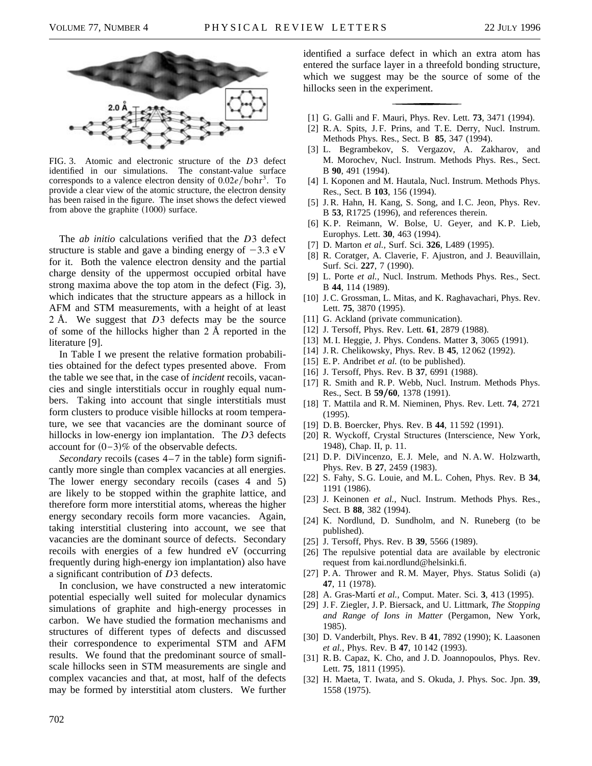2.0 Å

FIG. 3. Atomic and electronic structure of the $D3$ defect identified in our simulations. The constant-value surface corresponds to a valence electron density of $0.02e/\text{bohr}^3$. To provide a clear view of the atomic structure, the electron density has been raised in the figure. The inset shows the defect viewed from above the graphite (1000) surface.

The *ab initio* calculations verified that the $D3$ defect structure is stable and gave a binding energy of $-3.3$ eV for it. Both the valence electron density and the partial charge density of the uppermost occupied orbital have strong maxima above the top atom in the defect (Fig. 3), which indicates that the structure appears as a hillock in AFM and STM measurements, with a height of at least 2 Å. We suggest that $D3$ defects may be the source of some of the hillocks higher than 2 Å reported in the literature [9].

In Table I we present the relative formation probabilities obtained for the defect types presented above. From the table we see that, in the case of *incident* recoils, vacancies and single interstitials occur in roughly equal numbers. Taking into account that single interstitials must form clusters to produce visible hillocks at room temperature, we see that vacancies are the dominant source of hillocks in low-energy ion implantation. The $D3$ defects account for $(0–3)\%$ of the observable defects.

*Secondary* recoils (cases 4–7 in the table) form significantly more single than complex vacancies at all energies. The lower energy secondary recoils (cases 4 and 5) are likely to be stopped within the graphite lattice, and therefore form more interstitial atoms, whereas the higher energy secondary recoils form more vacancies. Again, taking interstitial clustering into account, we see that vacancies are the dominant source of defects. Secondary recoils with energies of a few hundred eV (occurring frequently during high-energy ion implantation) also have a significant contribution of $D3$ defects.

In conclusion, we have constructed a new interatomic potential especially well suited for molecular dynamics simulations of graphite and high-energy processes in carbon. We have studied the formation mechanisms and structures of different types of defects and discussed their correspondence to experimental STM and AFM results. We found that the predominant source of small-scale hillocks seen in STM measurements are single and complex vacancies and that, at most, half of the defects may be formed by interstitial atom clusters. We further identified a surface defect in which an extra atom has entered the surface layer in a threefold bonding structure, which we suggest may be the source of some of the hillocks seen in the experiment.

---

[1] G. Galli and F. Mauri, Phys. Rev. Lett. **73**, 3471 (1994).
[2] R. A. Spits, J. F. Prins, and T. E. Derry, Nucl. Instrum. Methods Phys. Res., Sect. B **85**, 347 (1994).
[3] L. Begrambekov, S. Vergazov, A. Zakharov, and M. Morochev, Nucl. Instrum. Methods Phys. Res., Sect. B **90**, 491 (1994).
[4] I. Koponen and M. Hautala, Nucl. Instrum. Methods Phys. Res., Sect. B **103**, 156 (1994).
[5] J. R. Hahn, H. Kang, S. Song, and I. C. Jeon, Phys. Rev. B **53**, R1725 (1996), and references therein.
[6] K. P. Reimann, W. Bolse, U. Geyer, and K. P. Lieb, Europhys. Lett. **30**, 463 (1994).
[7] D. Marton *et al.*, Surf. Sci. **326**, L489 (1995).
[8] R. Coratger, A. Claverie, F. Ajustron, and J. Beauvillain, Surf. Sci. **227**, 7 (1990).
[9] L. Porte *et al.*, Nucl. Instrum. Methods Phys. Res., Sect. B **44**, 114 (1989).
[10] J. C. Grossman, L. Mitas, and K. Raghavachari, Phys. Rev. Lett. **75**, 3870 (1995).
[11] G. Ackland (private communication).
[12] J. Tersoff, Phys. Rev. Lett. **61**, 2879 (1988).
[13] M. I. Heggie, J. Phys. Condens. Matter **3**, 3065 (1991).
[14] J. R. Chelikowsky, Phys. Rev. B **45**, 12 062 (1992).
[15] E. P. Andribet *et al.* (to be published).
[16] J. Tersoff, Phys. Rev. B **37**, 6991 (1988).
[17] R. Smith and R. P. Webb, Nucl. Instrum. Methods Phys. Res., Sect. B **59/60**, 1378 (1991).
[18] T. Mattila and R. M. Nieminen, Phys. Rev. Lett. **74**, 2721 (1995).
[19] D. B. Boercker, Phys. Rev. B **44**, 11 592 (1991).
[20] R. Wyckoff, Crystal Structures (Interscience, New York, 1948), Chap. II, p. 11.
[21] D. P. DiVincenzo, E. J. Mele, and N. A. W. Holzwarth, Phys. Rev. B **27**, 2459 (1983).
[22] S. Fahy, S. G. Louie, and M. L. Cohen, Phys. Rev. B **34**, 1191 (1986).
[23] J. Keinonen *et al.*, Nucl. Instrum. Methods Phys. Res., Sect. B **88**, 382 (1994).
[24] K. Nordlund, D. Sundholm, and N. Runeberg (to be published).
[25] J. Tersoff, Phys. Rev. B **39**, 5566 (1989).
[26] The repulsive potential data are available by electronic request from kai.nordlund@helsinki.fi.
[27] P. A. Thrower and R. M. Mayer, Phys. Status Solidi (a) **47**, 11 (1978).
[28] A. Gras-Martí *et al.*, Comput. Mater. Sci. **3**, 413 (1995).
[29] J. F. Ziegler, J. P. Biersack, and U. Littmark, *The Stopping and Range of Ions in Matter* (Pergamon, New York, 1985).
[30] D. Vanderbilt, Phys. Rev. B **41**, 7892 (1990); K. Laasonen *et al.*, Phys. Rev. B **47**, 10 142 (1993).
[31] R. B. Capaz, K. Cho, and J. D. Joannopoulos, Phys. Rev. Lett. **75**, 1811 (1995).
[32] H. Maeta, T. Iwata, and S. Okuda, J. Phys. Soc. Jpn. **39**, 1558 (1975).